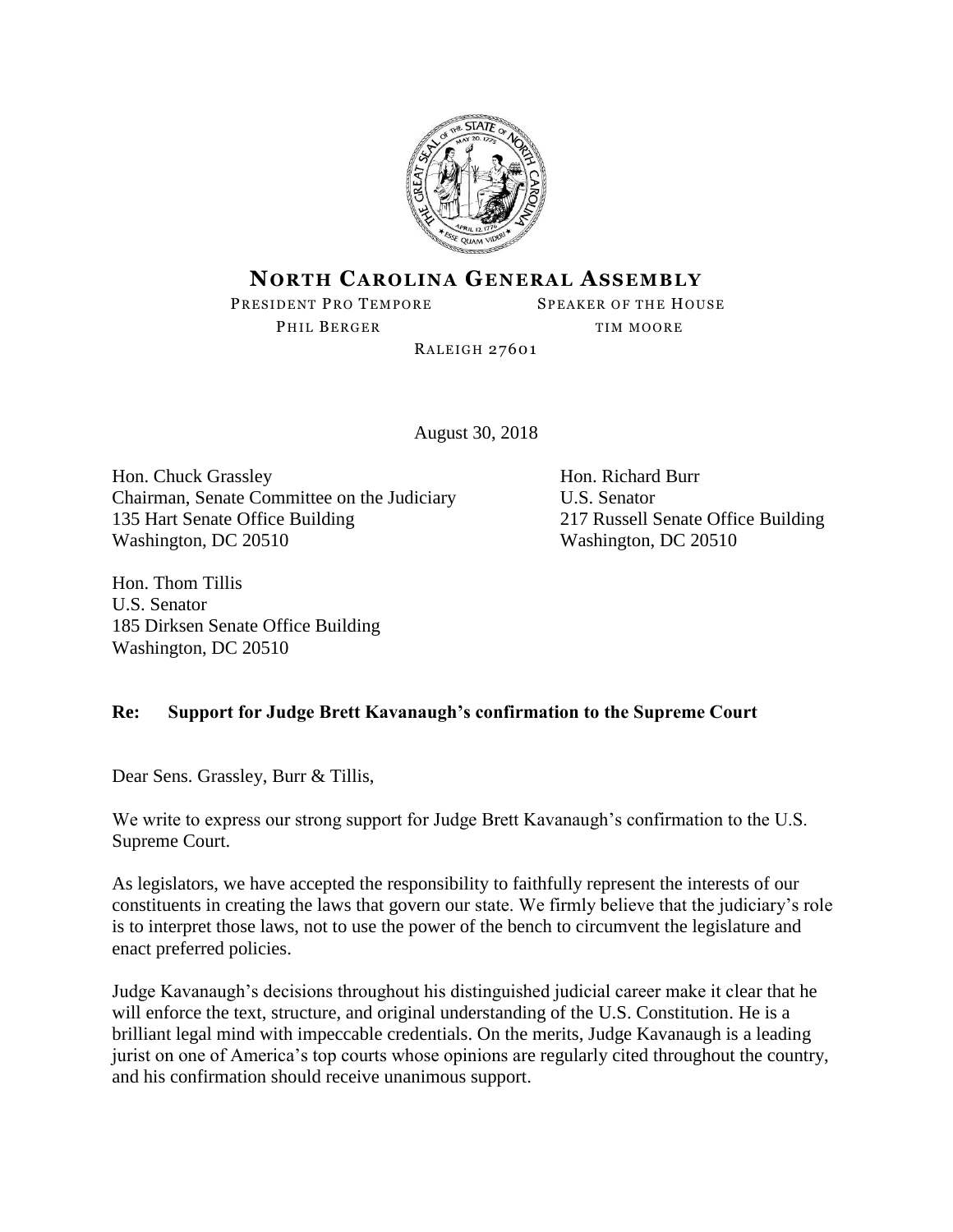# NORTH CAROLINA GENERAL ASSEMBLY

PRESIDENT PRO TEMPORE
PHIL BERGER

SPEAKER OF THE HOUSE
TIM MOORE

RALEIGH 27601

August 30, 2018

Hon. Chuck Grassley
Chairman, Senate Committee on the Judiciary
135 Hart Senate Office Building
Washington, DC 20510

Hon. Richard Burr
U.S. Senator
217 Russell Senate Office Building
Washington, DC 20510

Hon. Thom Tillis
U.S. Senator
185 Dirksen Senate Office Building
Washington, DC 20510

**Re: Support for Judge Brett Kavanaugh's confirmation to the Supreme Court**

Dear Sens. Grassley, Burr & Tillis,

We write to express our strong support for Judge Brett Kavanaugh's confirmation to the U.S. Supreme Court.

As legislators, we have accepted the responsibility to faithfully represent the interests of our constituents in creating the laws that govern our state. We firmly believe that the judiciary's role is to interpret those laws, not to use the power of the bench to circumvent the legislature and enact preferred policies.

Judge Kavanaugh's decisions throughout his distinguished judicial career make it clear that he will enforce the text, structure, and original understanding of the U.S. Constitution. He is a brilliant legal mind with impeccable credentials. On the merits, Judge Kavanaugh is a leading jurist on one of America's top courts whose opinions are regularly cited throughout the country, and his confirmation should receive unanimous support.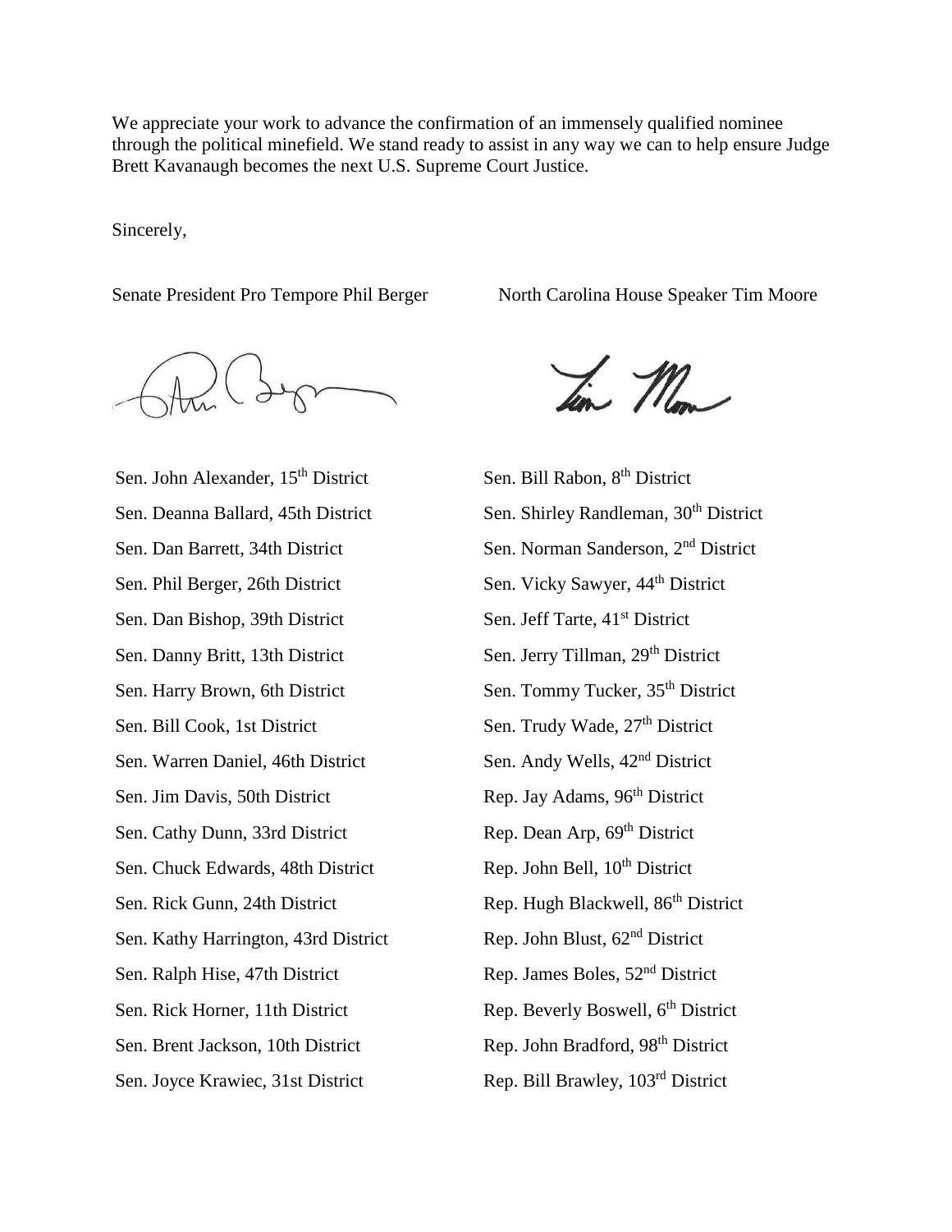We appreciate your work to advance the confirmation of an immensely qualified nominee through the political minefield. We stand ready to assist in any way we can to help ensure Judge Brett Kavanaugh becomes the next U.S. Supreme Court Justice.

Sincerely,

Senate President Pro Tempore Phil Berger

North Carolina House Speaker Tim Moore

Sen. John Alexander, 15th District
Sen. Deanna Ballard, 45th District
Sen. Dan Barrett, 34th District
Sen. Phil Berger, 26th District
Sen. Dan Bishop, 39th District
Sen. Danny Britt, 13th District
Sen. Harry Brown, 6th District
Sen. Bill Cook, 1st District
Sen. Warren Daniel, 46th District
Sen. Jim Davis, 50th District
Sen. Cathy Dunn, 33rd District
Sen. Chuck Edwards, 48th District
Sen. Rick Gunn, 24th District
Sen. Kathy Harrington, 43rd District
Sen. Ralph Hise, 47th District
Sen. Rick Horner, 11th District
Sen. Brent Jackson, 10th District
Sen. Joyce Krawiec, 31st District
Sen. Bill Rabon, 8th District
Sen. Shirley Randleman, 30th District
Sen. Norman Sanderson, 2nd District
Sen. Vicky Sawyer, 44th District
Sen. Jeff Tarte, 41st District
Sen. Jerry Tillman, 29th District
Sen. Tommy Tucker, 35th District
Sen. Trudy Wade, 27th District
Sen. Andy Wells, 42nd District
Rep. Jay Adams, 96th District
Rep. Dean Arp, 69th District
Rep. John Bell, 10th District
Rep. Hugh Blackwell, 86th District
Rep. John Blust, 62nd District
Rep. James Boles, 52nd District
Rep. Beverly Boswell, 6th District
Rep. John Bradford, 98th District
Rep. Bill Brawley, 103rd District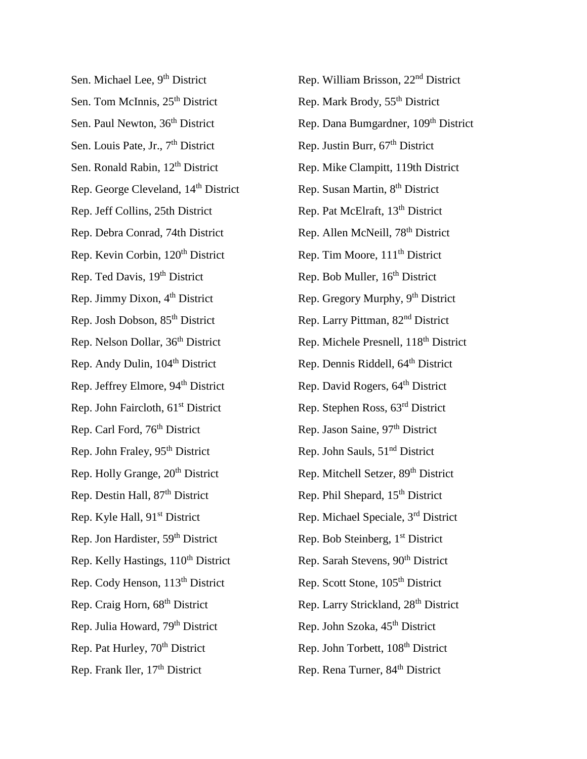Sen. Michael Lee, 9th District

Sen. Tom McInnis, 25th District

Sen. Paul Newton, 36th District

Sen. Louis Pate, Jr., 7th District

Sen. Ronald Rabin, 12th District

Rep. George Cleveland, 14th District

Rep. Jeff Collins, 25th District

Rep. Debra Conrad, 74th District

Rep. Kevin Corbin, 120th District

Rep. Ted Davis, 19th District

Rep. Jimmy Dixon, 4th District

Rep. Josh Dobson, 85th District

Rep. Nelson Dollar, 36th District

Rep. Andy Dulin, 104th District

Rep. Jeffrey Elmore, 94th District

Rep. John Faircloth, 61st District

Rep. Carl Ford, 76th District

Rep. John Fraley, 95th District

Rep. Holly Grange, 20th District

Rep. Destin Hall, 87th District

Rep. Kyle Hall, 91st District

Rep. Jon Hardister, 59th District

Rep. Kelly Hastings, 110th District

Rep. Cody Henson, 113th District

Rep. Craig Horn, 68th District

Rep. Julia Howard, 79th District

Rep. Pat Hurley, 70th District

Rep. Frank Iler, 17th District

Rep. William Brisson, 22nd District

Rep. Mark Brody, 55th District

Rep. Dana Bumgardner, 109th District

Rep. Justin Burr, 67th District

Rep. Mike Clampitt, 119th District

Rep. Susan Martin, 8th District

Rep. Pat McElraft, 13th District

Rep. Allen McNeill, 78th District

Rep. Tim Moore, 111th District

Rep. Bob Muller, 16th District

Rep. Gregory Murphy, 9th District

Rep. Larry Pittman, 82nd District

Rep. Michele Presnell, 118th District

Rep. Dennis Riddell, 64th District

Rep. David Rogers, 64th District

Rep. Stephen Ross, 63rd District

Rep. Jason Saine, 97th District

Rep. John Sauls, 51nd District

Rep. Mitchell Setzer, 89th District

Rep. Phil Shepard, 15th District

Rep. Michael Speciale, 3rd District

Rep. Bob Steinberg, 1st District

Rep. Sarah Stevens, 90th District

Rep. Scott Stone, 105th District

Rep. Larry Strickland, 28th District

Rep. John Szoka, 45th District

Rep. John Torbett, 108th District

Rep. Rena Turner, 84th District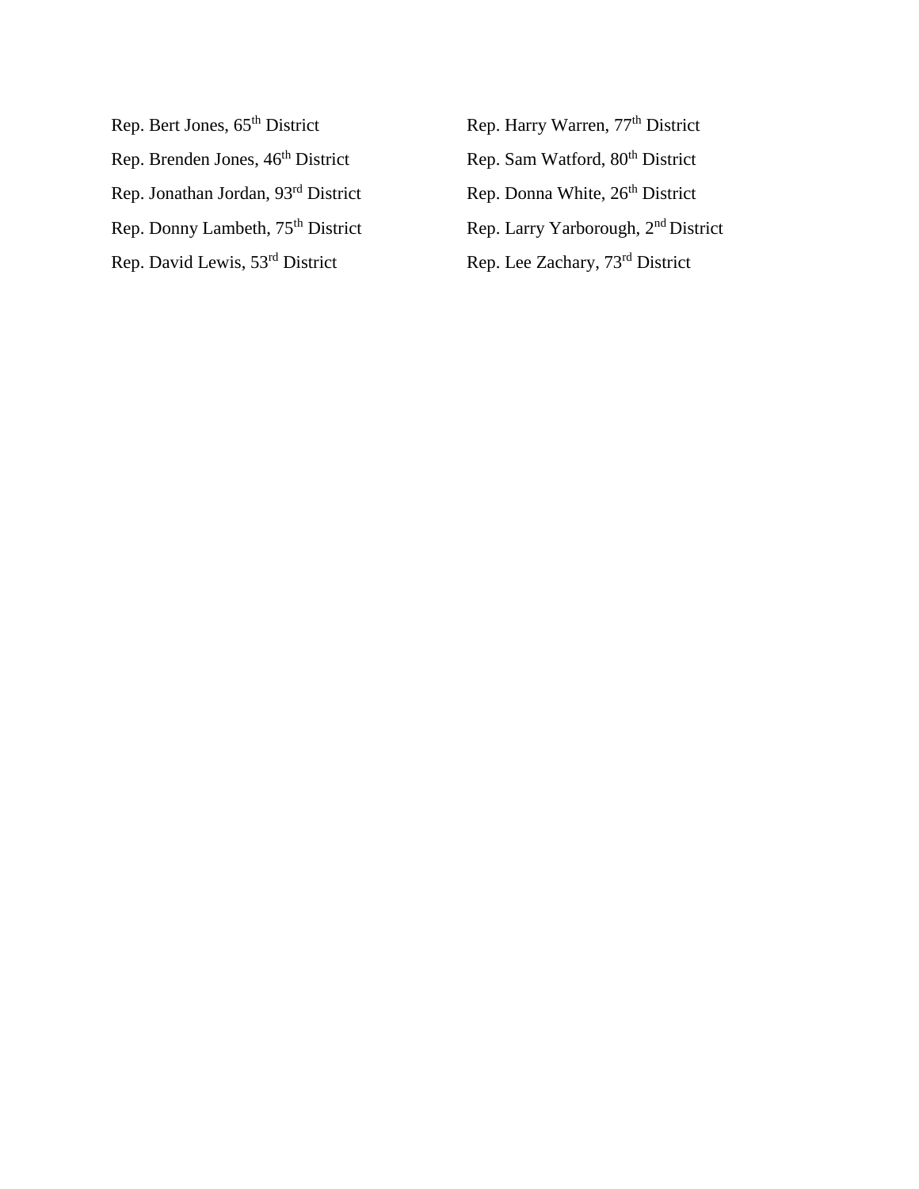Rep. Bert Jones, 65th District

Rep. Brenden Jones, 46th District

Rep. Jonathan Jordan, 93rd District

Rep. Donny Lambeth, 75th District

Rep. David Lewis, 53rd District

Rep. Harry Warren, 77th District

Rep. Sam Watford, 80th District

Rep. Donna White, 26th District

Rep. Larry Yarborough, 2nd District

Rep. Lee Zachary, 73rd District